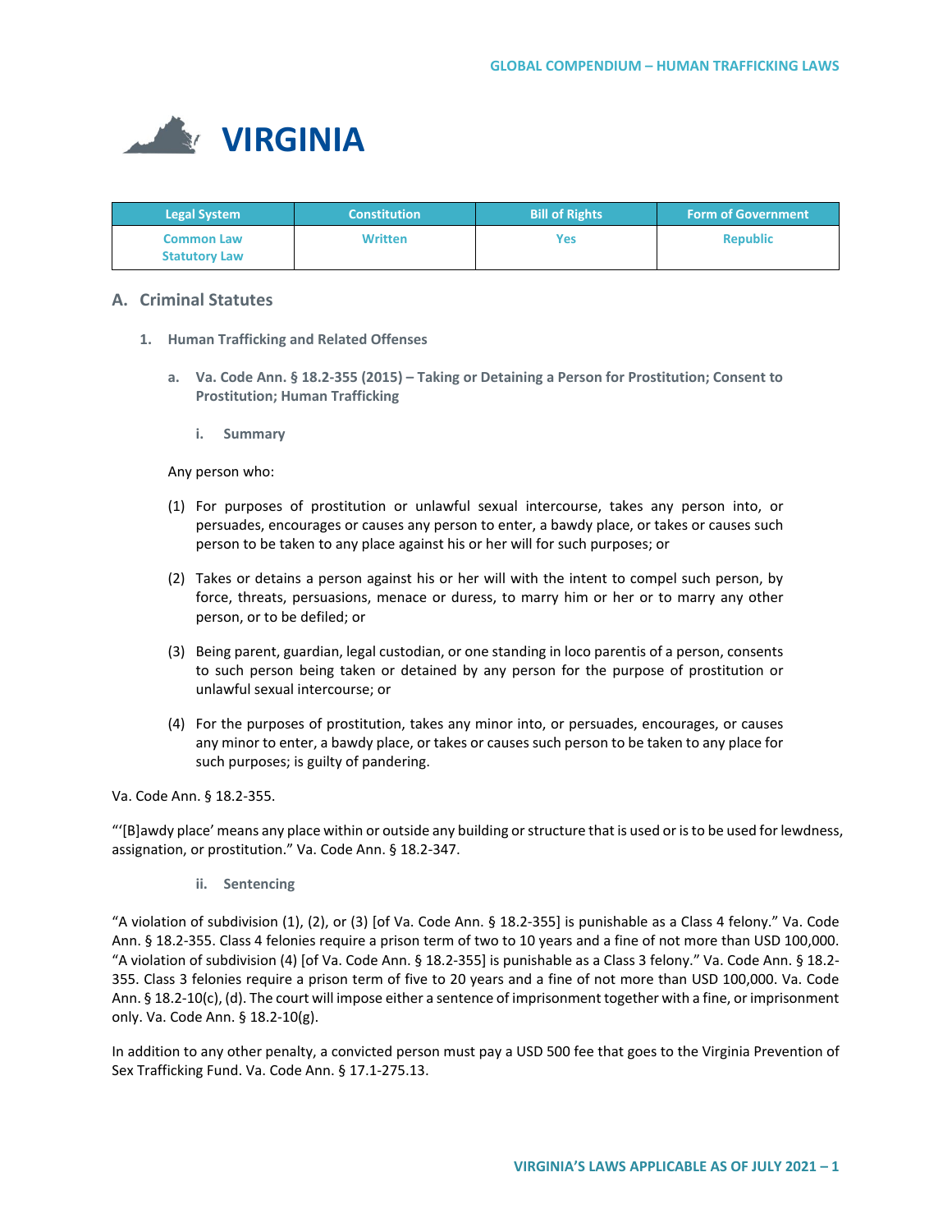# VIRGINIA

| Legal System | Constitution | Bill of Rights | Form of Government |
|---|---|---|---|
| Common Law<br>Statutory Law | Written | Yes | Republic |

## A. Criminal Statutes

### 1. Human Trafficking and Related Offenses

#### a. Va. Code Ann. § 18.2-355 (2015) – Taking or Detaining a Person for Prostitution; Consent to Prostitution; Human Trafficking

##### i. Summary

Any person who:

(1) For purposes of prostitution or unlawful sexual intercourse, takes any person into, or persuades, encourages or causes any person to enter, a bawdy place, or takes or causes such person to be taken to any place against his or her will for such purposes; or

(2) Takes or detains a person against his or her will with the intent to compel such person, by force, threats, persuasions, menace or duress, to marry him or her or to marry any other person, or to be defiled; or

(3) Being parent, guardian, legal custodian, or one standing in loco parentis of a person, consents to such person being taken or detained by any person for the purpose of prostitution or unlawful sexual intercourse; or

(4) For the purposes of prostitution, takes any minor into, or persuades, encourages, or causes any minor to enter, a bawdy place, or takes or causes such person to be taken to any place for such purposes; is guilty of pandering.

Va. Code Ann. § 18.2-355.

"'[B]awdy place' means any place within or outside any building or structure that is used or is to be used for lewdness, assignation, or prostitution." Va. Code Ann. § 18.2-347.

##### ii. Sentencing

"A violation of subdivision (1), (2), or (3) [of Va. Code Ann. § 18.2-355] is punishable as a Class 4 felony." Va. Code Ann. § 18.2-355. Class 4 felonies require a prison term of two to 10 years and a fine of not more than USD 100,000. "A violation of subdivision (4) [of Va. Code Ann. § 18.2-355] is punishable as a Class 3 felony." Va. Code Ann. § 18.2-355. Class 3 felonies require a prison term of five to 20 years and a fine of not more than USD 100,000. Va. Code Ann. § 18.2-10(c), (d). The court will impose either a sentence of imprisonment together with a fine, or imprisonment only. Va. Code Ann. § 18.2-10(g).

In addition to any other penalty, a convicted person must pay a USD 500 fee that goes to the Virginia Prevention of Sex Trafficking Fund. Va. Code Ann. § 17.1-275.13.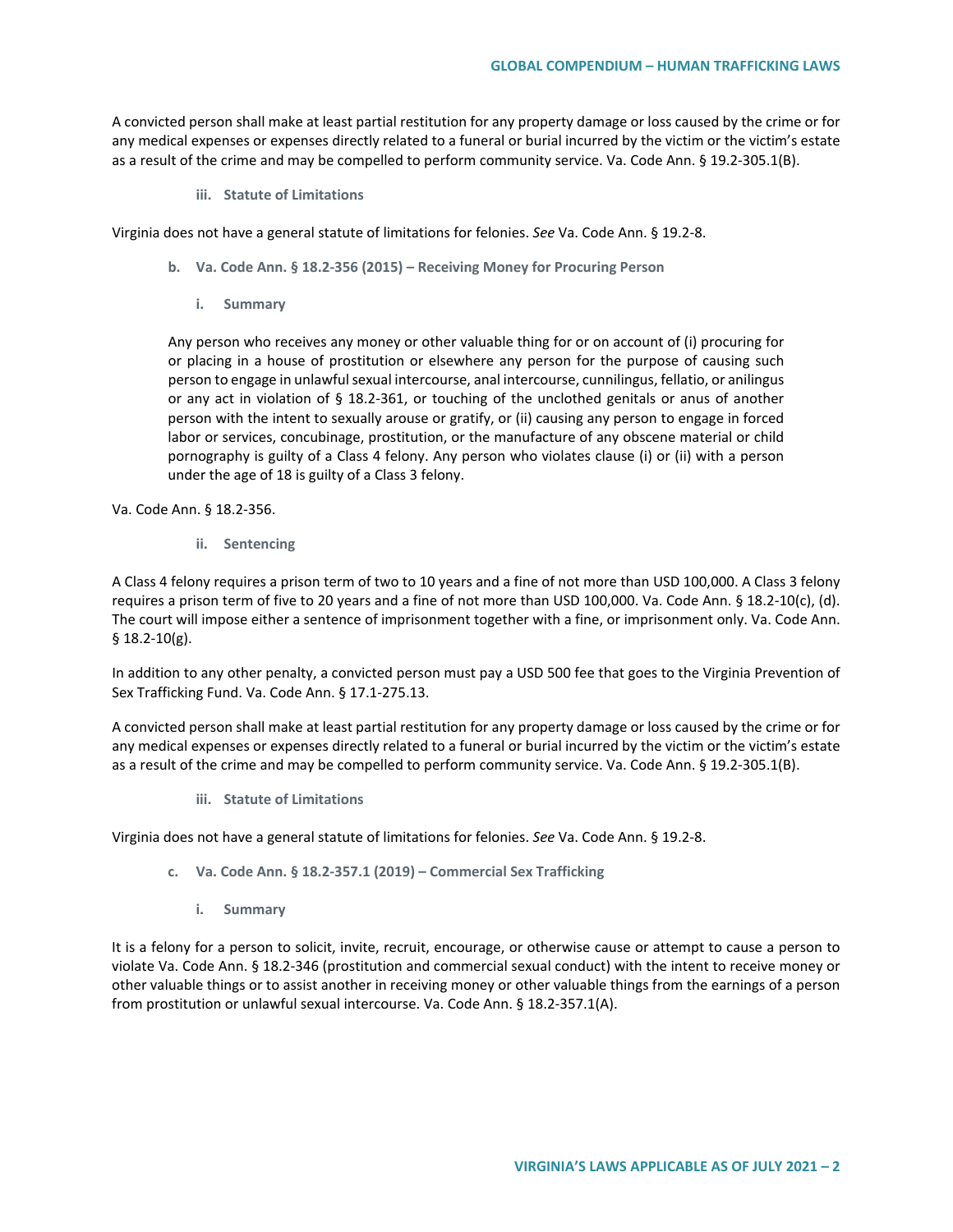A convicted person shall make at least partial restitution for any property damage or loss caused by the crime or for any medical expenses or expenses directly related to a funeral or burial incurred by the victim or the victim's estate as a result of the crime and may be compelled to perform community service. Va. Code Ann. § 19.2-305.1(B).

##### iii. Statute of Limitations

Virginia does not have a general statute of limitations for felonies. *See* Va. Code Ann. § 19.2-8.

#### b. Va. Code Ann. § 18.2-356 (2015) – Receiving Money for Procuring Person

##### i. Summary

> Any person who receives any money or other valuable thing for or on account of (i) procuring for or placing in a house of prostitution or elsewhere any person for the purpose of causing such person to engage in unlawful sexual intercourse, anal intercourse, cunnilingus, fellatio, or anilingus or any act in violation of § 18.2-361, or touching of the unclothed genitals or anus of another person with the intent to sexually arouse or gratify, or (ii) causing any person to engage in forced labor or services, concubinage, prostitution, or the manufacture of any obscene material or child pornography is guilty of a Class 4 felony. Any person who violates clause (i) or (ii) with a person under the age of 18 is guilty of a Class 3 felony.

Va. Code Ann. § 18.2-356.

##### ii. Sentencing

A Class 4 felony requires a prison term of two to 10 years and a fine of not more than USD 100,000. A Class 3 felony requires a prison term of five to 20 years and a fine of not more than USD 100,000. Va. Code Ann. § 18.2-10(c), (d). The court will impose either a sentence of imprisonment together with a fine, or imprisonment only. Va. Code Ann. § 18.2-10(g).

In addition to any other penalty, a convicted person must pay a USD 500 fee that goes to the Virginia Prevention of Sex Trafficking Fund. Va. Code Ann. § 17.1-275.13.

A convicted person shall make at least partial restitution for any property damage or loss caused by the crime or for any medical expenses or expenses directly related to a funeral or burial incurred by the victim or the victim's estate as a result of the crime and may be compelled to perform community service. Va. Code Ann. § 19.2-305.1(B).

##### iii. Statute of Limitations

Virginia does not have a general statute of limitations for felonies. *See* Va. Code Ann. § 19.2-8.

#### c. Va. Code Ann. § 18.2-357.1 (2019) – Commercial Sex Trafficking

##### i. Summary

It is a felony for a person to solicit, invite, recruit, encourage, or otherwise cause or attempt to cause a person to violate Va. Code Ann. § 18.2-346 (prostitution and commercial sexual conduct) with the intent to receive money or other valuable things or to assist another in receiving money or other valuable things from the earnings of a person from prostitution or unlawful sexual intercourse. Va. Code Ann. § 18.2-357.1(A).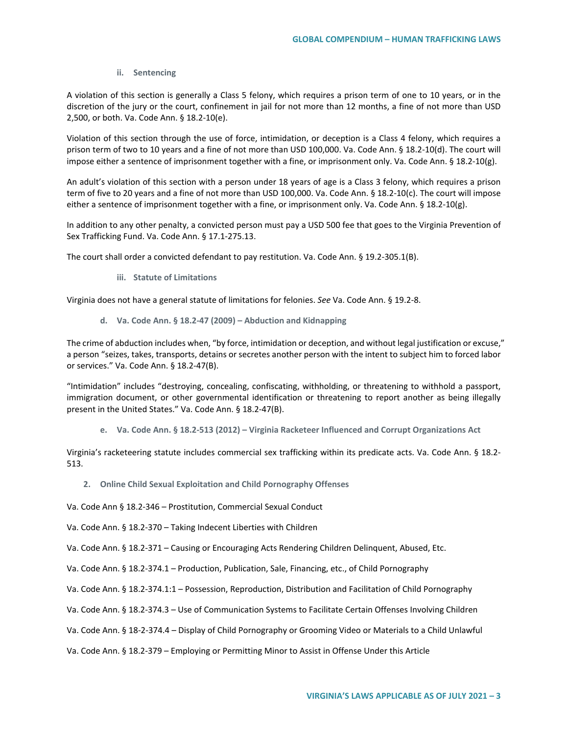#### ii. Sentencing

A violation of this section is generally a Class 5 felony, which requires a prison term of one to 10 years, or in the discretion of the jury or the court, confinement in jail for not more than 12 months, a fine of not more than USD 2,500, or both. Va. Code Ann. § 18.2-10(e).

Violation of this section through the use of force, intimidation, or deception is a Class 4 felony, which requires a prison term of two to 10 years and a fine of not more than USD 100,000. Va. Code Ann. § 18.2-10(d). The court will impose either a sentence of imprisonment together with a fine, or imprisonment only. Va. Code Ann. § 18.2-10(g).

An adult's violation of this section with a person under 18 years of age is a Class 3 felony, which requires a prison term of five to 20 years and a fine of not more than USD 100,000. Va. Code Ann. § 18.2-10(c). The court will impose either a sentence of imprisonment together with a fine, or imprisonment only. Va. Code Ann. § 18.2-10(g).

In addition to any other penalty, a convicted person must pay a USD 500 fee that goes to the Virginia Prevention of Sex Trafficking Fund. Va. Code Ann. § 17.1-275.13.

The court shall order a convicted defendant to pay restitution. Va. Code Ann. § 19.2-305.1(B).

#### iii. Statute of Limitations

Virginia does not have a general statute of limitations for felonies. *See* Va. Code Ann. § 19.2-8.

### d. Va. Code Ann. § 18.2-47 (2009) – Abduction and Kidnapping

The crime of abduction includes when, "by force, intimidation or deception, and without legal justification or excuse," a person "seizes, takes, transports, detains or secretes another person with the intent to subject him to forced labor or services." Va. Code Ann. § 18.2-47(B).

"Intimidation" includes "destroying, concealing, confiscating, withholding, or threatening to withhold a passport, immigration document, or other governmental identification or threatening to report another as being illegally present in the United States." Va. Code Ann. § 18.2-47(B).

### e. Va. Code Ann. § 18.2-513 (2012) – Virginia Racketeer Influenced and Corrupt Organizations Act

Virginia's racketeering statute includes commercial sex trafficking within its predicate acts. Va. Code Ann. § 18.2-513.

## 2. Online Child Sexual Exploitation and Child Pornography Offenses

Va. Code Ann § 18.2-346 – Prostitution, Commercial Sexual Conduct

Va. Code Ann. § 18.2-370 – Taking Indecent Liberties with Children

Va. Code Ann. § 18.2-371 – Causing or Encouraging Acts Rendering Children Delinquent, Abused, Etc.

Va. Code Ann. § 18.2-374.1 – Production, Publication, Sale, Financing, etc., of Child Pornography

Va. Code Ann. § 18.2-374.1:1 – Possession, Reproduction, Distribution and Facilitation of Child Pornography

Va. Code Ann. § 18.2-374.3 – Use of Communication Systems to Facilitate Certain Offenses Involving Children

Va. Code Ann. § 18-2-374.4 – Display of Child Pornography or Grooming Video or Materials to a Child Unlawful

Va. Code Ann. § 18.2-379 – Employing or Permitting Minor to Assist in Offense Under this Article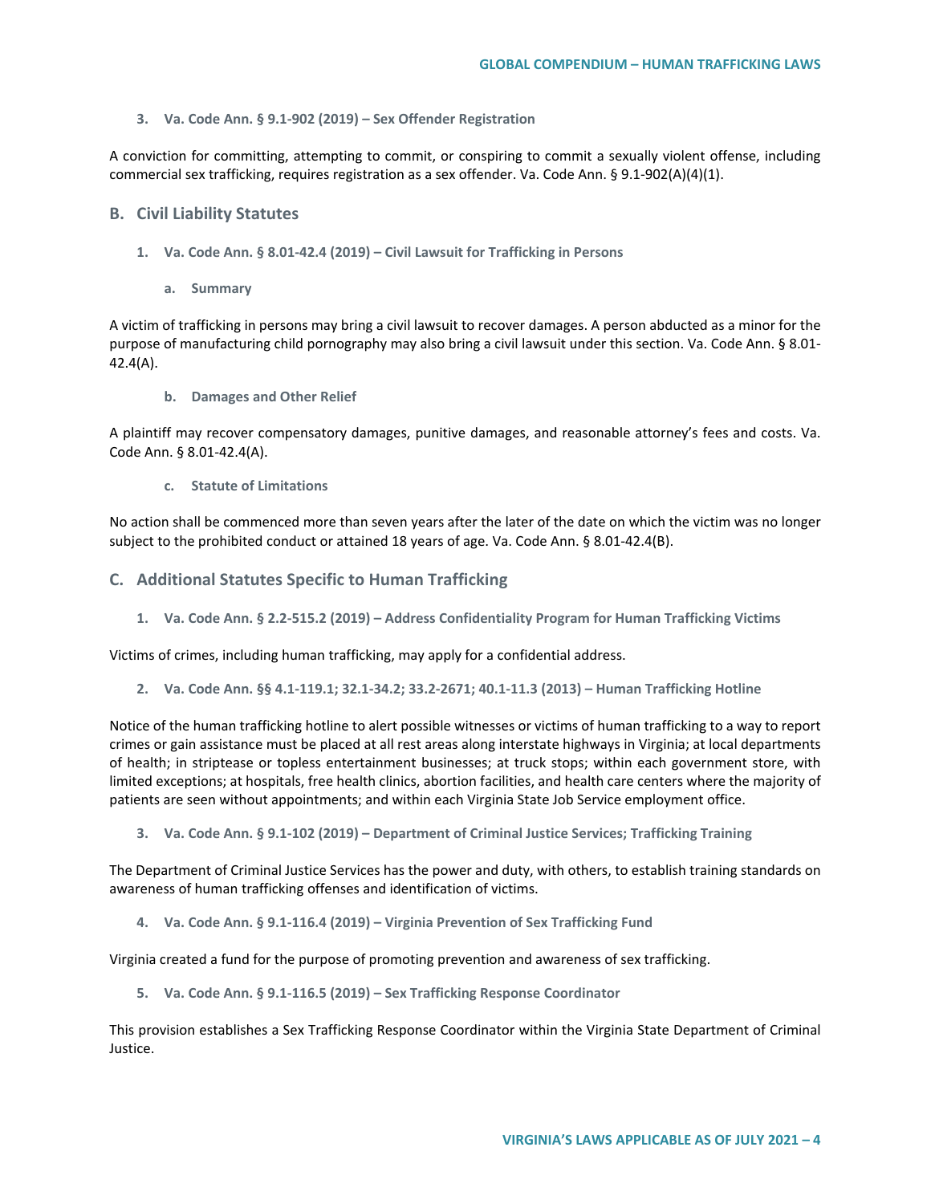### 3. Va. Code Ann. § 9.1-902 (2019) – Sex Offender Registration

A conviction for committing, attempting to commit, or conspiring to commit a sexually violent offense, including commercial sex trafficking, requires registration as a sex offender. Va. Code Ann. § 9.1-902(A)(4)(1).

## B. Civil Liability Statutes

### 1. Va. Code Ann. § 8.01-42.4 (2019) – Civil Lawsuit for Trafficking in Persons

#### a. Summary

A victim of trafficking in persons may bring a civil lawsuit to recover damages. A person abducted as a minor for the purpose of manufacturing child pornography may also bring a civil lawsuit under this section. Va. Code Ann. § 8.01-42.4(A).

#### b. Damages and Other Relief

A plaintiff may recover compensatory damages, punitive damages, and reasonable attorney's fees and costs. Va. Code Ann. § 8.01-42.4(A).

#### c. Statute of Limitations

No action shall be commenced more than seven years after the later of the date on which the victim was no longer subject to the prohibited conduct or attained 18 years of age. Va. Code Ann. § 8.01-42.4(B).

## C. Additional Statutes Specific to Human Trafficking

### 1. Va. Code Ann. § 2.2-515.2 (2019) – Address Confidentiality Program for Human Trafficking Victims

Victims of crimes, including human trafficking, may apply for a confidential address.

### 2. Va. Code Ann. §§ 4.1-119.1; 32.1-34.2; 33.2-2671; 40.1-11.3 (2013) – Human Trafficking Hotline

Notice of the human trafficking hotline to alert possible witnesses or victims of human trafficking to a way to report crimes or gain assistance must be placed at all rest areas along interstate highways in Virginia; at local departments of health; in striptease or topless entertainment businesses; at truck stops; within each government store, with limited exceptions; at hospitals, free health clinics, abortion facilities, and health care centers where the majority of patients are seen without appointments; and within each Virginia State Job Service employment office.

### 3. Va. Code Ann. § 9.1-102 (2019) – Department of Criminal Justice Services; Trafficking Training

The Department of Criminal Justice Services has the power and duty, with others, to establish training standards on awareness of human trafficking offenses and identification of victims.

### 4. Va. Code Ann. § 9.1-116.4 (2019) – Virginia Prevention of Sex Trafficking Fund

Virginia created a fund for the purpose of promoting prevention and awareness of sex trafficking.

### 5. Va. Code Ann. § 9.1-116.5 (2019) – Sex Trafficking Response Coordinator

This provision establishes a Sex Trafficking Response Coordinator within the Virginia State Department of Criminal Justice.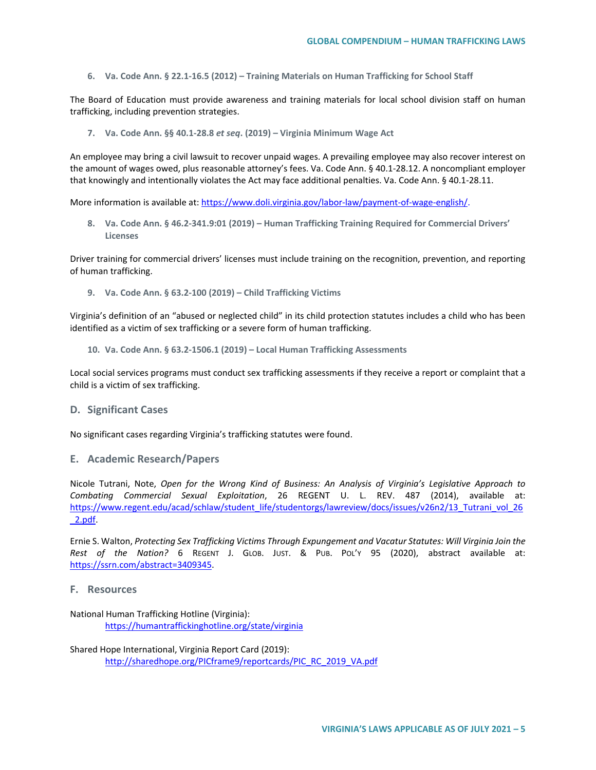6. **Va. Code Ann. § 22.1-16.5 (2012) – Training Materials on Human Trafficking for School Staff**

The Board of Education must provide awareness and training materials for local school division staff on human trafficking, including prevention strategies.

7. **Va. Code Ann. §§ 40.1-28.8 *et seq*. (2019) – Virginia Minimum Wage Act**

An employee may bring a civil lawsuit to recover unpaid wages. A prevailing employee may also recover interest on the amount of wages owed, plus reasonable attorney's fees. Va. Code Ann. § 40.1-28.12. A noncompliant employer that knowingly and intentionally violates the Act may face additional penalties. Va. Code Ann. § 40.1-28.11.

More information is available at: https://www.doli.virginia.gov/labor-law/payment-of-wage-english/.

8. **Va. Code Ann. § 46.2-341.9:01 (2019) – Human Trafficking Training Required for Commercial Drivers' Licenses**

Driver training for commercial drivers' licenses must include training on the recognition, prevention, and reporting of human trafficking.

9. **Va. Code Ann. § 63.2-100 (2019) – Child Trafficking Victims**

Virginia's definition of an "abused or neglected child" in its child protection statutes includes a child who has been identified as a victim of sex trafficking or a severe form of human trafficking.

10. **Va. Code Ann. § 63.2-1506.1 (2019) – Local Human Trafficking Assessments**

Local social services programs must conduct sex trafficking assessments if they receive a report or complaint that a child is a victim of sex trafficking.

## D. Significant Cases

No significant cases regarding Virginia's trafficking statutes were found.

## E. Academic Research/Papers

Nicole Tutrani, Note, *Open for the Wrong Kind of Business: An Analysis of Virginia's Legislative Approach to Combating Commercial Sexual Exploitation*, 26 REGENT U. L. REV. 487 (2014), available at: https://www.regent.edu/acad/schlaw/student_life/studentorgs/lawreview/docs/issues/v26n2/13_Tutrani_vol_26_2.pdf.

Ernie S. Walton, *Protecting Sex Trafficking Victims Through Expungement and Vacatur Statutes: Will Virginia Join the Rest of the Nation?* 6 REGENT J. GLOB. JUST. & PUB. POL'Y 95 (2020), abstract available at: https://ssrn.com/abstract=3409345.

## F. Resources

National Human Trafficking Hotline (Virginia):
https://humantraffickinghotline.org/state/virginia

Shared Hope International, Virginia Report Card (2019):
http://sharedhope.org/PICframe9/reportcards/PIC_RC_2019_VA.pdf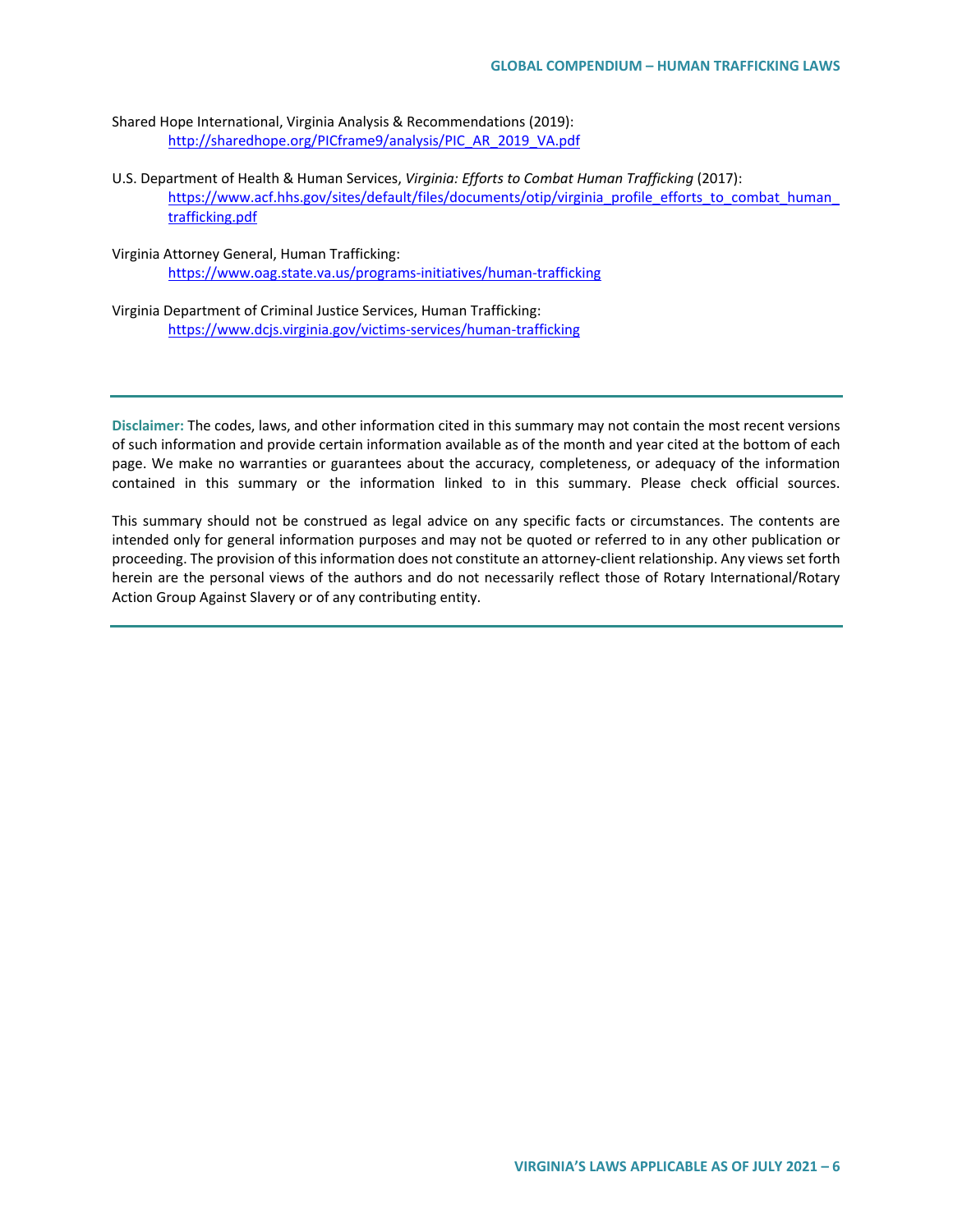Shared Hope International, Virginia Analysis & Recommendations (2019):
    http://sharedhope.org/PICframe9/analysis/PIC_AR_2019_VA.pdf

U.S. Department of Health & Human Services, *Virginia: Efforts to Combat Human Trafficking* (2017):
    https://www.acf.hhs.gov/sites/default/files/documents/otip/virginia_profile_efforts_to_combat_human_trafficking.pdf

Virginia Attorney General, Human Trafficking:
    https://www.oag.state.va.us/programs-initiatives/human-trafficking

Virginia Department of Criminal Justice Services, Human Trafficking:
    https://www.dcjs.virginia.gov/victims-services/human-trafficking

---

**Disclaimer:** The codes, laws, and other information cited in this summary may not contain the most recent versions of such information and provide certain information available as of the month and year cited at the bottom of each page. We make no warranties or guarantees about the accuracy, completeness, or adequacy of the information contained in this summary or the information linked to in this summary. Please check official sources.

This summary should not be construed as legal advice on any specific facts or circumstances. The contents are intended only for general information purposes and may not be quoted or referred to in any other publication or proceeding. The provision of this information does not constitute an attorney-client relationship. Any views set forth herein are the personal views of the authors and do not necessarily reflect those of Rotary International/Rotary Action Group Against Slavery or of any contributing entity.

---